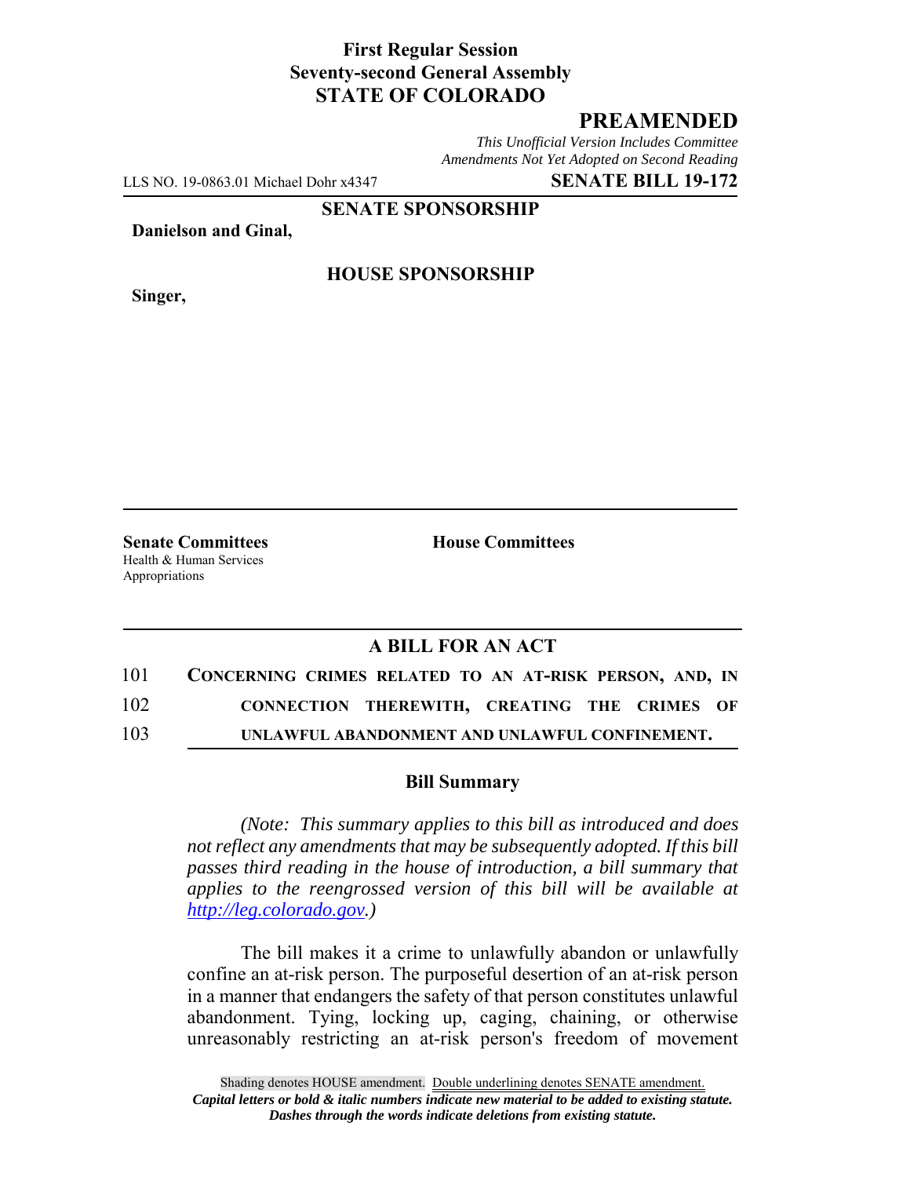**First Regular Session**
**Seventy-second General Assembly**
**STATE OF COLORADO**

**PREAMENDED**

*This Unofficial Version Includes Committee Amendments Not Yet Adopted on Second Reading*

LLS NO. 19-0863.01 Michael Dohr x4347 **SENATE BILL 19-172**

**SENATE SPONSORSHIP**

**Danielson and Ginal,**

**HOUSE SPONSORSHIP**

**Singer,**

**Senate Committees**
Health & Human Services
Appropriations

**House Committees**

## A BILL FOR AN ACT

101 **CONCERNING CRIMES RELATED TO AN AT-RISK PERSON, AND, IN**
102 **CONNECTION THEREWITH, CREATING THE CRIMES OF**
103 **UNLAWFUL ABANDONMENT AND UNLAWFUL CONFINEMENT.**

### Bill Summary

*(Note: This summary applies to this bill as introduced and does not reflect any amendments that may be subsequently adopted. If this bill passes third reading in the house of introduction, a bill summary that applies to the reengrossed version of this bill will be available at http://leg.colorado.gov.)*

The bill makes it a crime to unlawfully abandon or unlawfully confine an at-risk person. The purposeful desertion of an at-risk person in a manner that endangers the safety of that person constitutes unlawful abandonment. Tying, locking up, caging, chaining, or otherwise unreasonably restricting an at-risk person's freedom of movement

Shading denotes HOUSE amendment. Double underlining denotes SENATE amendment.
*Capital letters or bold & italic numbers indicate new material to be added to existing statute.*
*Dashes through the words indicate deletions from existing statute.*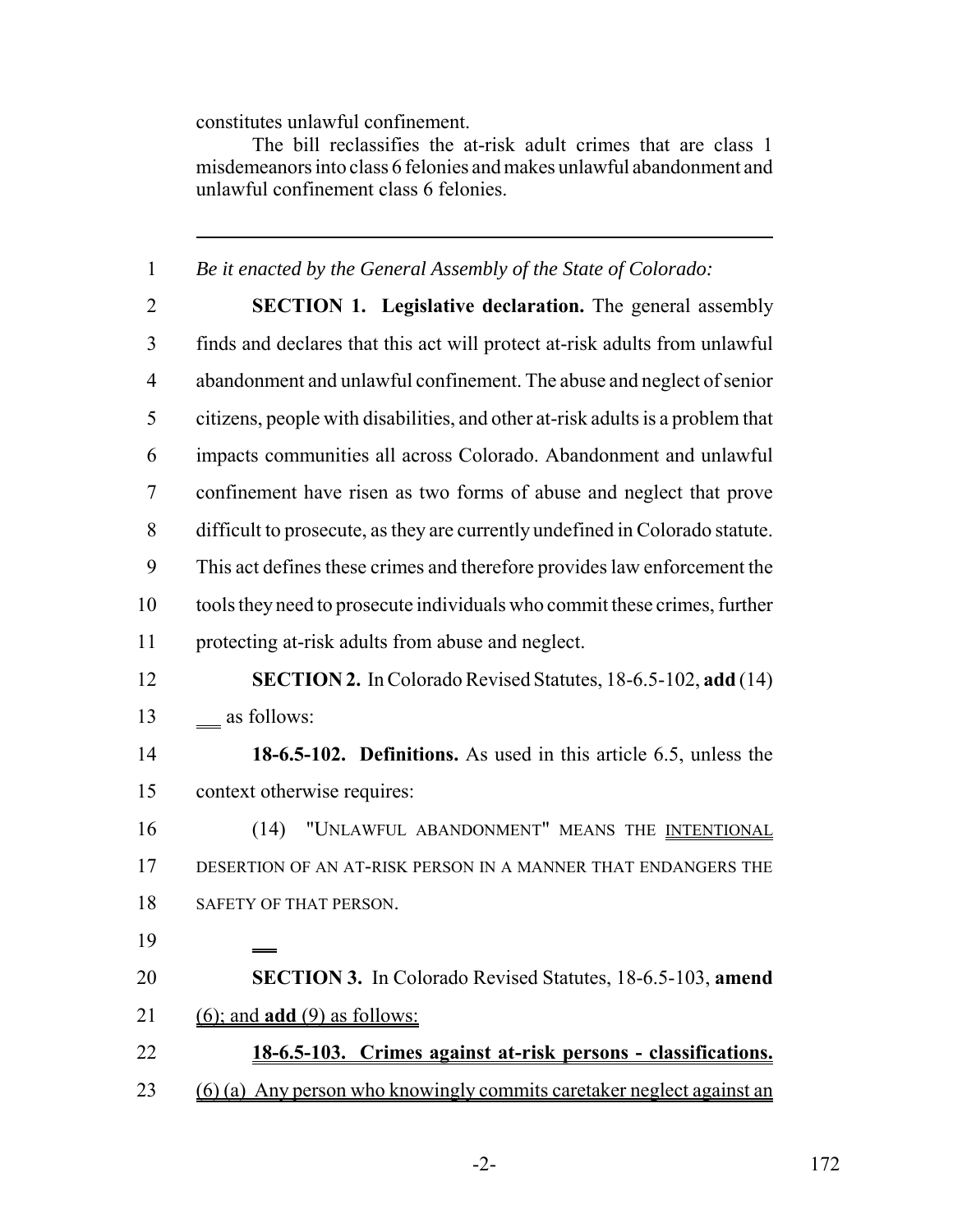constitutes unlawful confinement.

The bill reclassifies the at-risk adult crimes that are class 1 misdemeanors into class 6 felonies and makes unlawful abandonment and unlawful confinement class 6 felonies.

---

1 *Be it enacted by the General Assembly of the State of Colorado:*

2 **SECTION 1. Legislative declaration.** The general assembly
3 finds and declares that this act will protect at-risk adults from unlawful
4 abandonment and unlawful confinement. The abuse and neglect of senior
5 citizens, people with disabilities, and other at-risk adults is a problem that
6 impacts communities all across Colorado. Abandonment and unlawful
7 confinement have risen as two forms of abuse and neglect that prove
8 difficult to prosecute, as they are currently undefined in Colorado statute.
9 This act defines these crimes and therefore provides law enforcement the
10 tools they need to prosecute individuals who commit these crimes, further
11 protecting at-risk adults from abuse and neglect.

12 **SECTION 2.** In Colorado Revised Statutes, 18-6.5-102, **add** (14)
13 ___ as follows:

14 **18-6.5-102. Definitions.** As used in this article 6.5, unless the
15 context otherwise requires:

16 (14) "UNLAWFUL ABANDONMENT" MEANS THE <u>INTENTIONAL</u>
17 DESERTION OF AN AT-RISK PERSON IN A MANNER THAT ENDANGERS THE
18 SAFETY OF THAT PERSON.

19 ___

20 **SECTION 3.** In Colorado Revised Statutes, 18-6.5-103, **amend**
21 <u>(6); and **add** (9) as follows:</u>

22 <u>**18-6.5-103. Crimes against at-risk persons - classifications.**</u>
23 <u>(6) (a) Any person who knowingly commits caretaker neglect against an</u>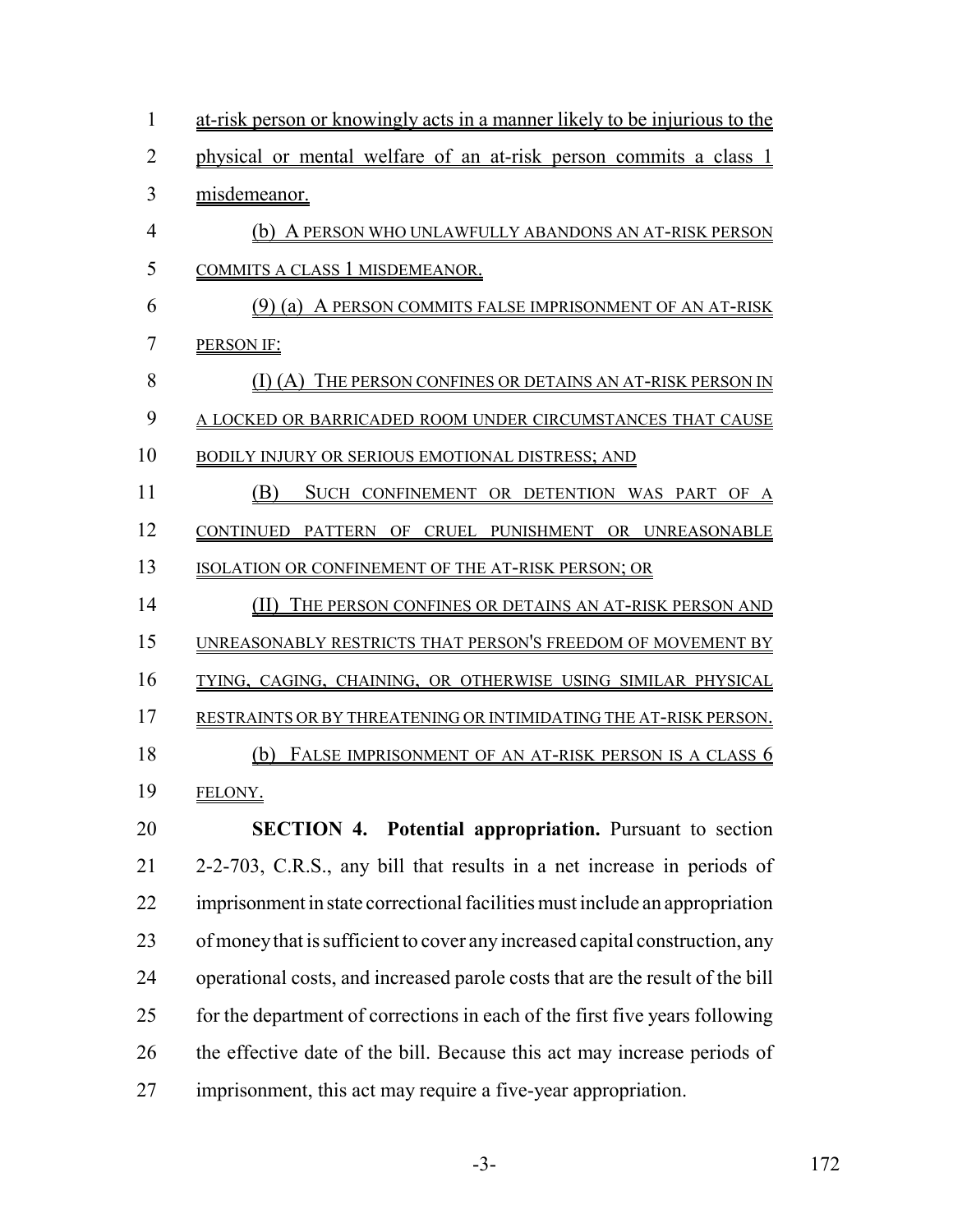at-risk person or knowingly acts in a manner likely to be injurious to the physical or mental welfare of an at-risk person commits a class 1 misdemeanor.

(b) A PERSON WHO UNLAWFULLY ABANDONS AN AT-RISK PERSON COMMITS A CLASS 1 MISDEMEANOR.

(9) (a) A PERSON COMMITS FALSE IMPRISONMENT OF AN AT-RISK PERSON IF:

(I) (A) THE PERSON CONFINES OR DETAINS AN AT-RISK PERSON IN A LOCKED OR BARRICADED ROOM UNDER CIRCUMSTANCES THAT CAUSE BODILY INJURY OR SERIOUS EMOTIONAL DISTRESS; AND

(B) SUCH CONFINEMENT OR DETENTION WAS PART OF A CONTINUED PATTERN OF CRUEL PUNISHMENT OR UNREASONABLE ISOLATION OR CONFINEMENT OF THE AT-RISK PERSON; OR

(II) THE PERSON CONFINES OR DETAINS AN AT-RISK PERSON AND UNREASONABLY RESTRICTS THAT PERSON'S FREEDOM OF MOVEMENT BY TYING, CAGING, CHAINING, OR OTHERWISE USING SIMILAR PHYSICAL RESTRAINTS OR BY THREATENING OR INTIMIDATING THE AT-RISK PERSON.

(b) FALSE IMPRISONMENT OF AN AT-RISK PERSON IS A CLASS 6 FELONY.

**SECTION 4. Potential appropriation.** Pursuant to section 2-2-703, C.R.S., any bill that results in a net increase in periods of imprisonment in state correctional facilities must include an appropriation of money that is sufficient to cover any increased capital construction, any operational costs, and increased parole costs that are the result of the bill for the department of corrections in each of the first five years following the effective date of the bill. Because this act may increase periods of imprisonment, this act may require a five-year appropriation.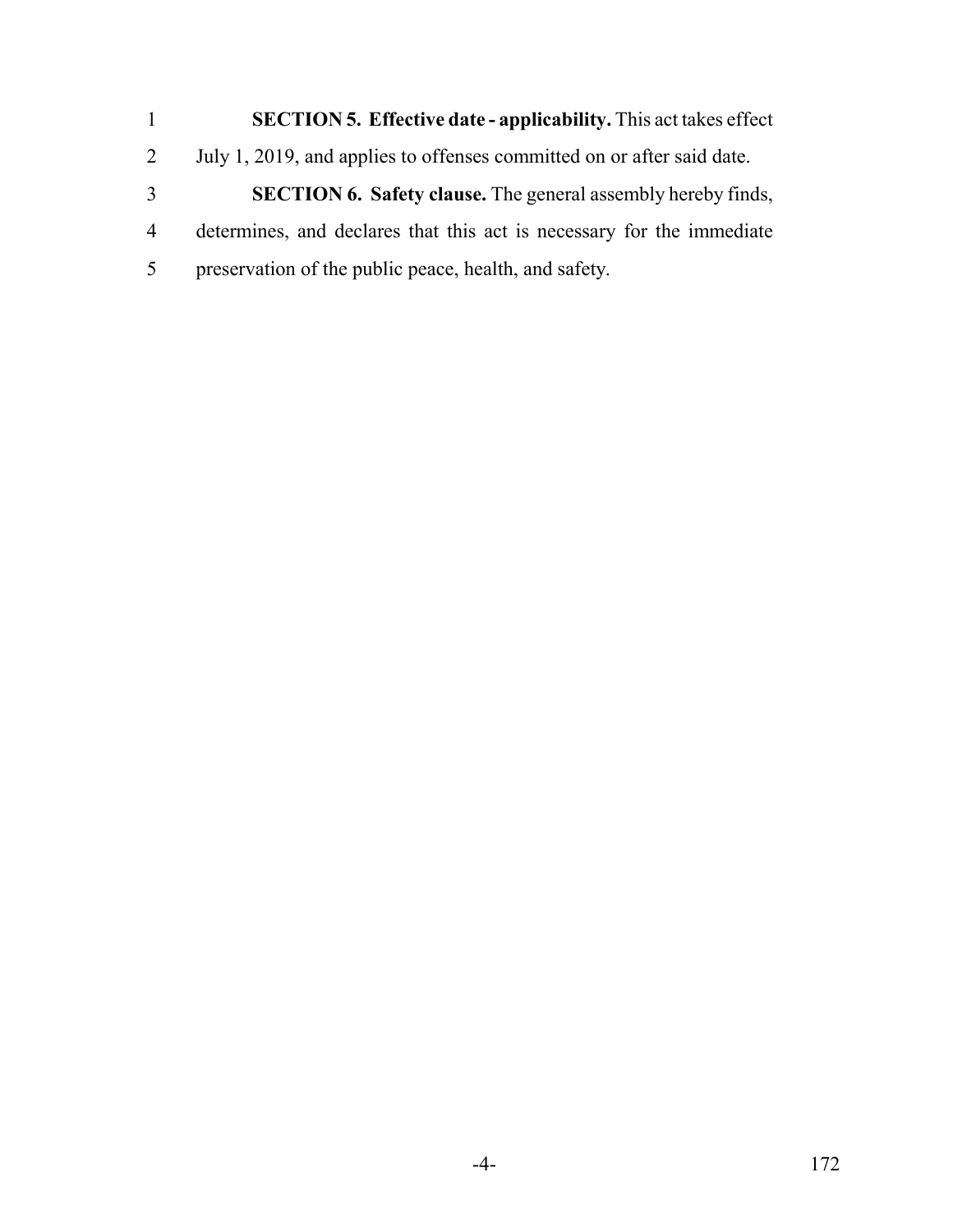**SECTION 5. Effective date - applicability.** This act takes effect July 1, 2019, and applies to offenses committed on or after said date.

**SECTION 6. Safety clause.** The general assembly hereby finds, determines, and declares that this act is necessary for the immediate preservation of the public peace, health, and safety.